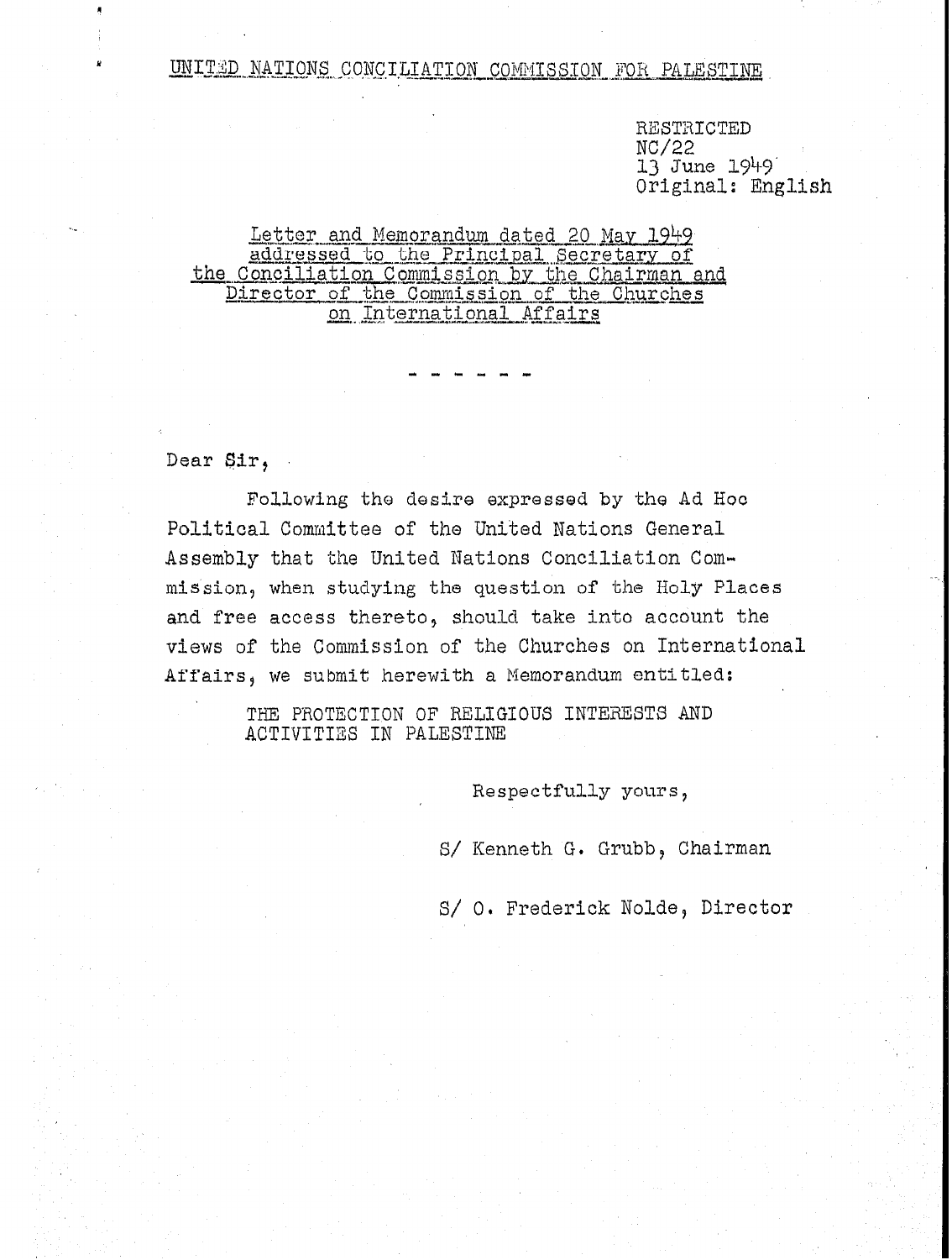UNITED NATIONS CONCILIATION COMMISSION FOR PALESTINE

RESTRICTED
NC/22
13 June 1949
Original: English

**Letter and Memorandum dated 20 May 1949 addressed to the Principal Secretary of the Conciliation Commission by the Chairman and Director of the Commission of the Churches on International Affairs**

- - - - - -

Dear Sir,

Following the desire expressed by the Ad Hoc Political Committee of the United Nations General Assembly that the United Nations Conciliation Commission, when studying the question of the Holy Places and free access thereto, should take into account the views of the Commission of the Churches on International Affairs, we submit herewith a Memorandum entitled:

THE PROTECTION OF RELIGIOUS INTERESTS AND ACTIVITIES IN PALESTINE

Respectfully yours,

S/ Kenneth G. Grubb, Chairman

S/ O. Frederick Nolde, Director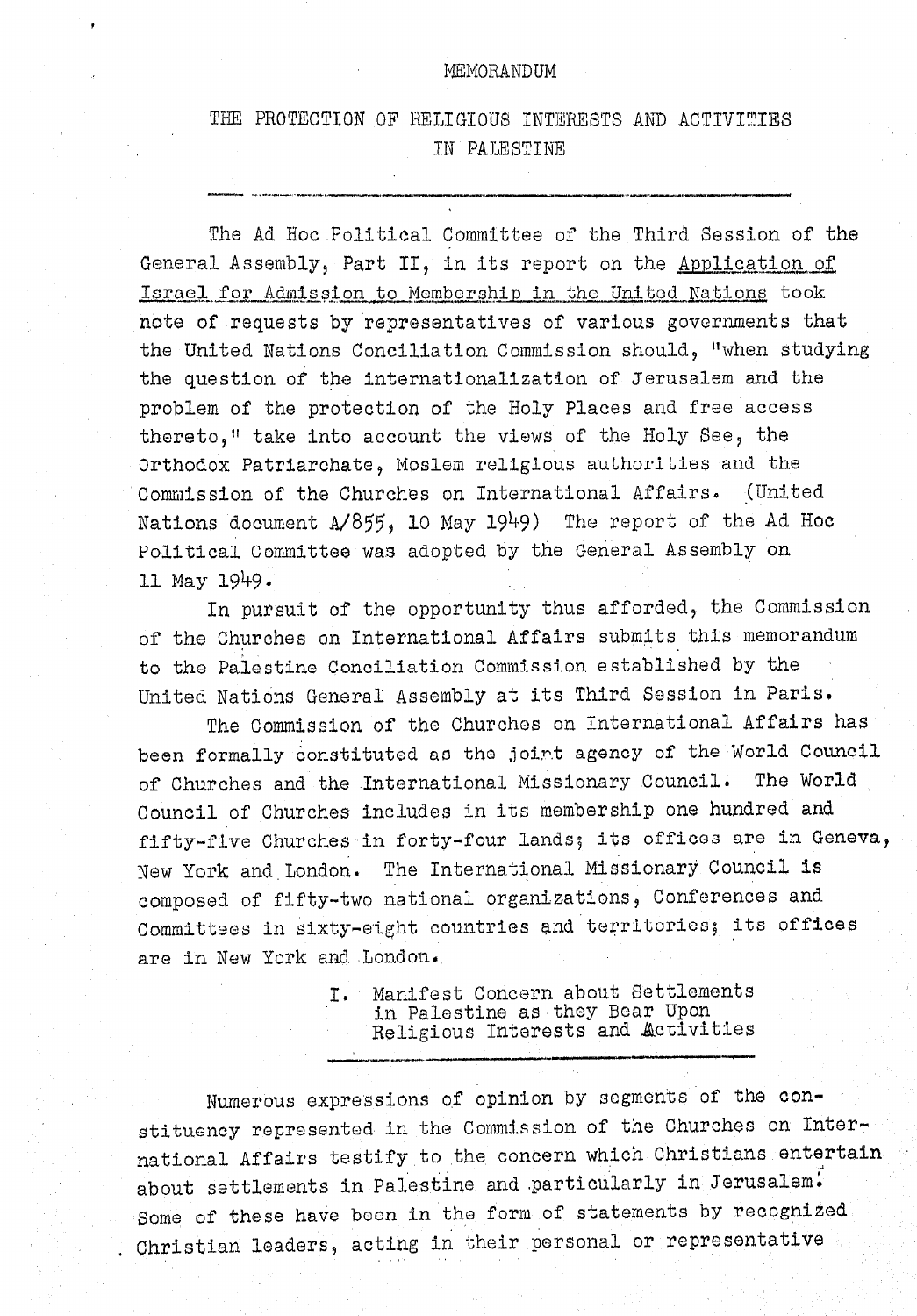MEMORANDUM

# THE PROTECTION OF RELIGIOUS INTERESTS AND ACTIVITIES IN PALESTINE

---

The Ad Hoc Political Committee of the Third Session of the General Assembly, Part II, in its report on the Application of Israel for Admission to Membership in the United Nations took note of requests by representatives of various governments that the United Nations Conciliation Commission should, "when studying the question of the internationalization of Jerusalem and the problem of the protection of the Holy Places and free access thereto," take into account the views of the Holy See, the Orthodox Patriarchate, Moslem religious authorities and the Commission of the Churches on International Affairs. (United Nations document A/855, 10 May 1949) The report of the Ad Hoc Political Committee was adopted by the General Assembly on 11 May 1949.

In pursuit of the opportunity thus afforded, the Commission of the Churches on International Affairs submits this memorandum to the Palestine Conciliation Commission established by the United Nations General Assembly at its Third Session in Paris.

The Commission of the Churches on International Affairs has been formally constituted as the joint agency of the World Council of Churches and the International Missionary Council. The World Council of Churches includes in its membership one hundred and fifty-five Churches in forty-four lands; its offices are in Geneva, New York and London. The International Missionary Council is composed of fifty-two national organizations, Conferences and Committees in sixty-eight countries and territories; its offices are in New York and London.

## I. Manifest Concern about Settlements in Palestine as they Bear Upon Religious Interests and Activities

---

Numerous expressions of opinion by segments of the constituency represented in the Commission of the Churches on International Affairs testify to the concern which Christians entertain about settlements in Palestine and particularly in Jerusalem. Some of these have been in the form of statements by recognized Christian leaders, acting in their personal or representative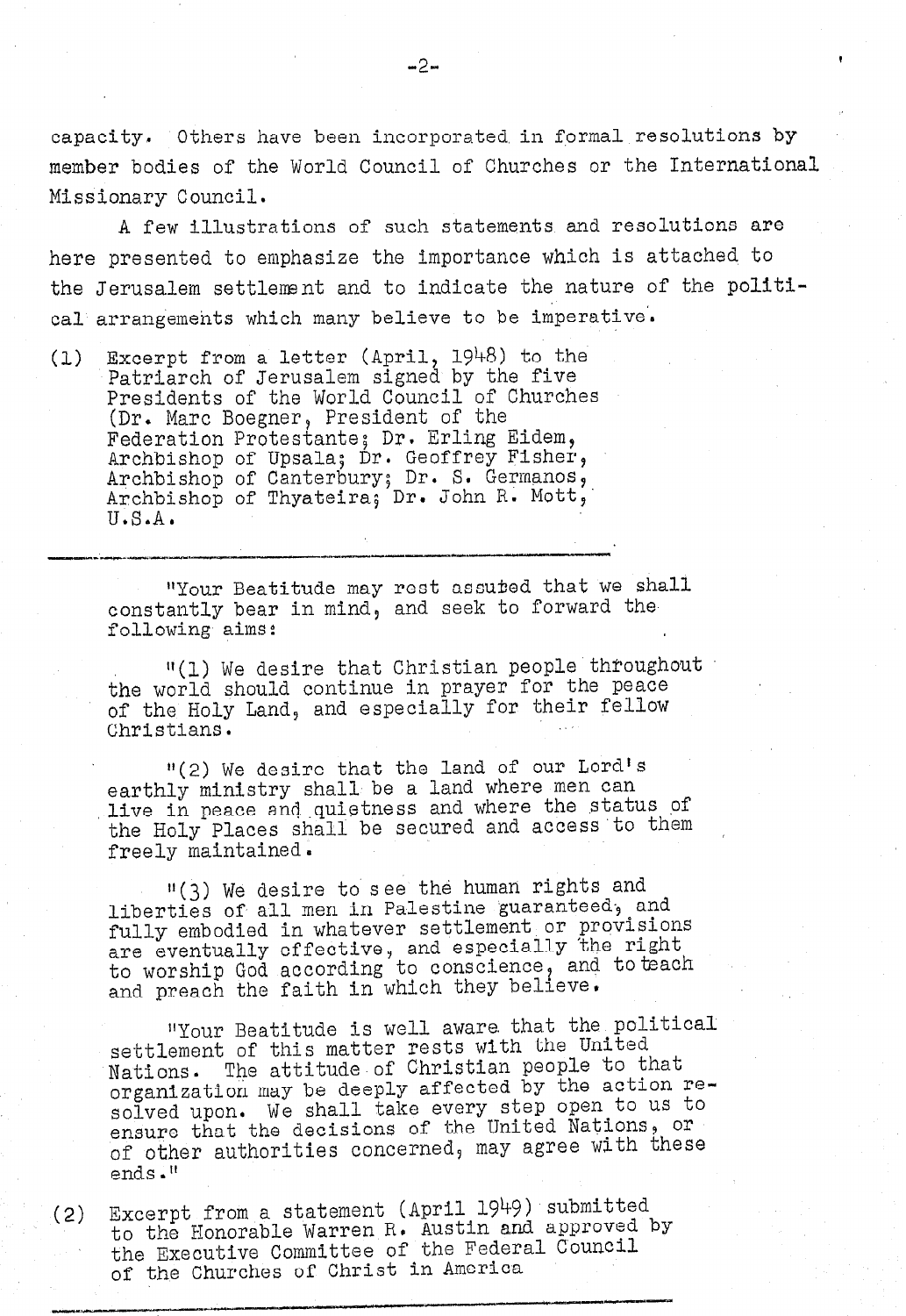capacity. Others have been incorporated in formal resolutions by member bodies of the World Council of Churches or the International Missionary Council.

A few illustrations of such statements and resolutions are here presented to emphasize the importance which is attached to the Jerusalem settlement and to indicate the nature of the political arrangements which many believe to be imperative.

(1) Excerpt from a letter (April, 1948) to the Patriarch of Jerusalem signed by the five Presidents of the World Council of Churches (Dr. Marc Boegner, President of the Federation Protestante; Dr. Erling Eidem, Archbishop of Upsala; Dr. Geoffrey Fisher, Archbishop of Canterbury; Dr. S. Germanos, Archbishop of Thyateira; Dr. John R. Mott, U.S.A.

---

> "Your Beatitude may rest assured that we shall constantly bear in mind, and seek to forward the following aims:
>
> "(1) We desire that Christian people throughout the world should continue in prayer for the peace of the Holy Land, and especially for their fellow Christians.
>
> "(2) We desire that the land of our Lord's earthly ministry shall be a land where men can live in peace and quietness and where the status of the Holy Places shall be secured and access to them freely maintained.
>
> "(3) We desire to see the human rights and liberties of all men in Palestine guaranteed, and fully embodied in whatever settlement or provisions are eventually effective, and especially the right to worship God according to conscience, and to teach and preach the faith in which they believe.
>
> "Your Beatitude is well aware that the political settlement of this matter rests with the United Nations. The attitude of Christian people to that organization may be deeply affected by the action resolved upon. We shall take every step open to us to ensure that the decisions of the United Nations, or of other authorities concerned, may agree with these ends."

(2) Excerpt from a statement (April 1949) submitted to the Honorable Warren R. Austin and approved by the Executive Committee of the Federal Council of the Churches of Christ in America

---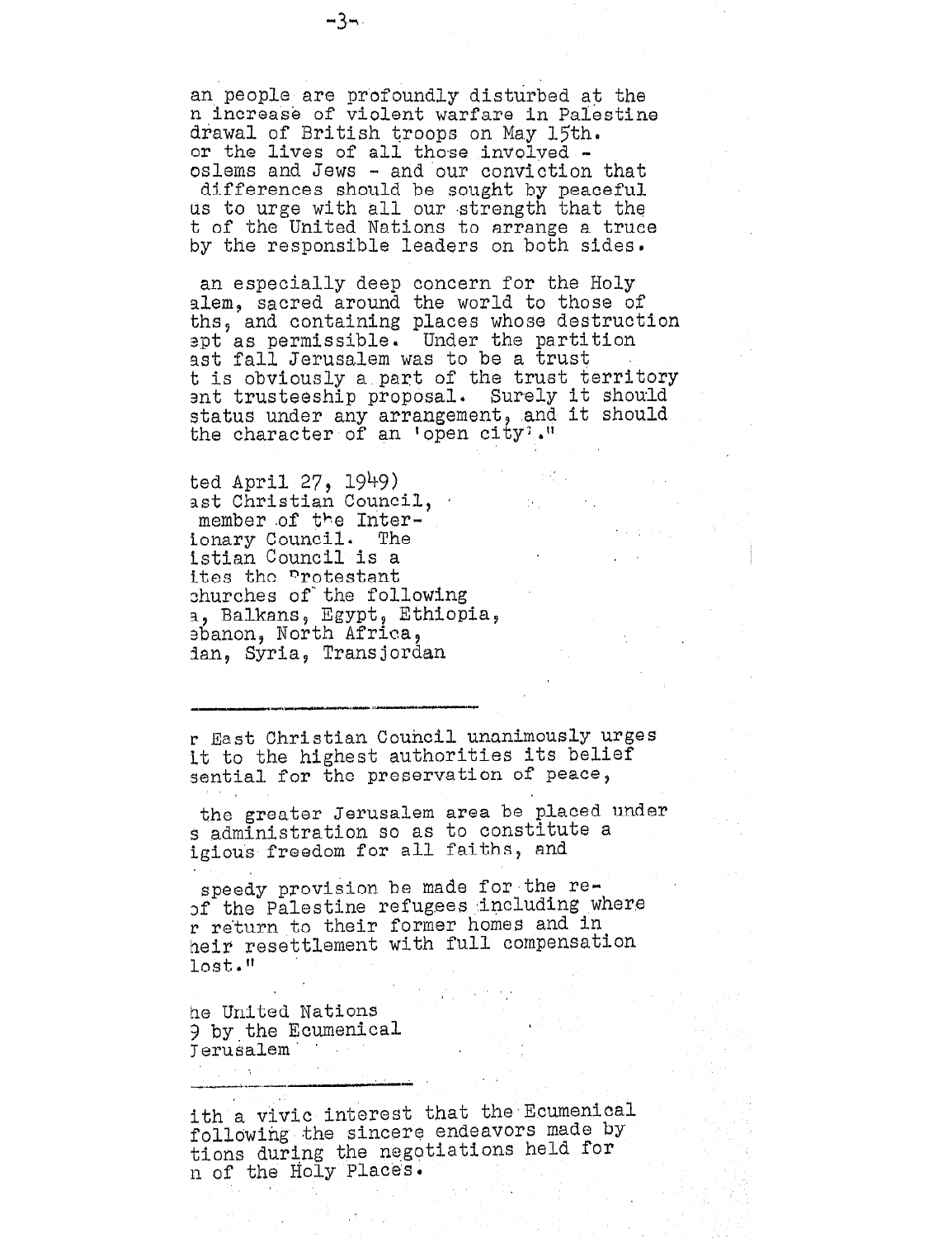an people are profoundly disturbed at the
n increase of violent warfare in Palestine
drawal of British troops on May 15th.
or the lives of all those involved -
oslems and Jews - and our conviction that
differences should be sought by peaceful
us to urge with all our strength that the
t of the United Nations to arrange a truce
by the responsible leaders on both sides.

an especially deep concern for the Holy
alem, sacred around the world to those of
ths, and containing places whose destruction
ept as permissible. Under the partition
ast fall Jerusalem was to be a trust
t is obviously a part of the trust territory
ent trusteeship proposal. Surely it should
status under any arrangement, and it should
the character of an 'open city'."

ted April 27, 1949)
ast Christian Council,
member of the Inter-
ionary Council. The
istian Council is a
ites the Protestant
churches of the following
a, Balkans, Egypt, Ethiopia,
ebanon, North Africa,
dan, Syria, Transjordan

---

r East Christian Council unanimously urges
it to the highest authorities its belief
sential for the preservation of peace,

the greater Jerusalem area be placed under
s administration so as to constitute a
igious freedom for all faiths, and

speedy provision be made for the re-
of the Palestine refugees including where
r return to their former homes and in
heir resettlement with full compensation
lost."

he United Nations
9 by the Ecumenical
Jerusalem

---

ith a vivic interest that the Ecumenical
following the sincere endeavors made by
tions during the negotiations held for
n of the Holy Places.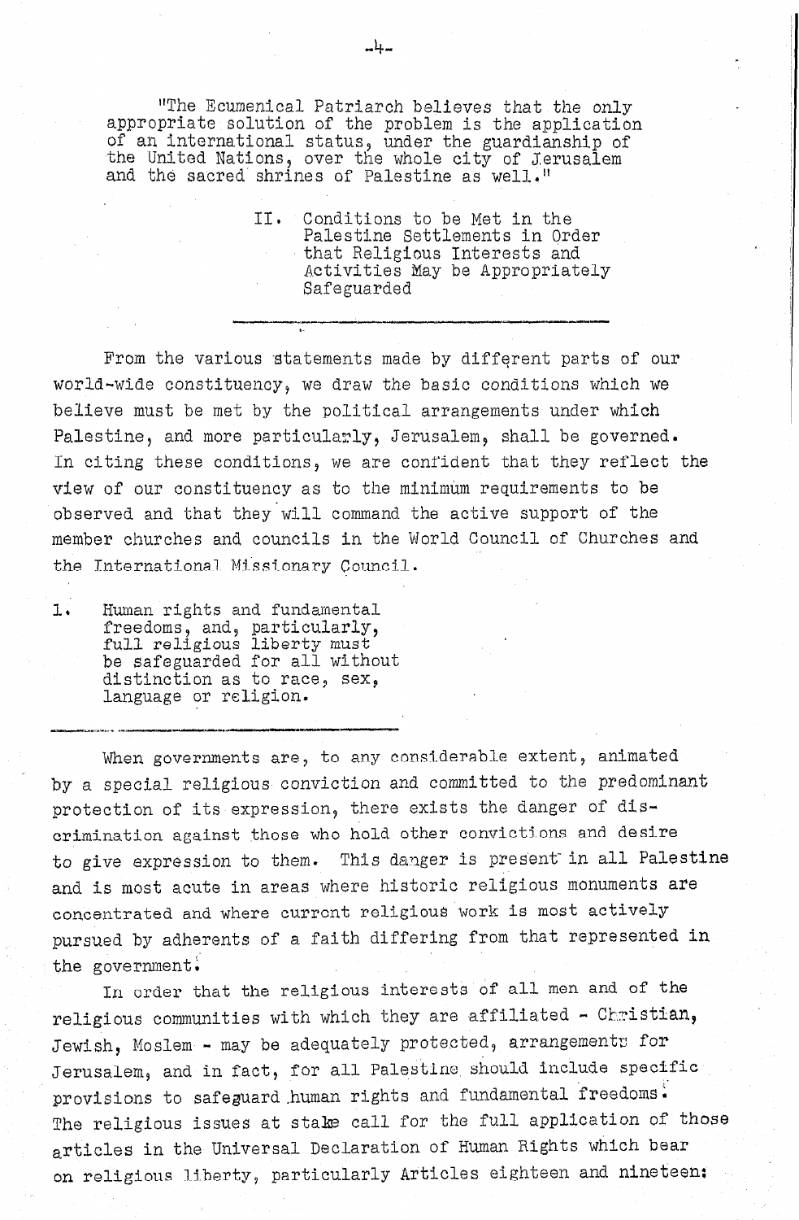"The Ecumenical Patriarch believes that the only appropriate solution of the problem is the application of an international status, under the guardianship of the United Nations, over the whole city of Jerusalem and the sacred shrines of Palestine as well."

## II. Conditions to be Met in the Palestine Settlements in Order that Religious Interests and Activities May be Appropriately Safeguarded

From the various statements made by different parts of our world-wide constituency, we draw the basic conditions which we believe must be met by the political arrangements under which Palestine, and more particularly, Jerusalem, shall be governed. In citing these conditions, we are confident that they reflect the view of our constituency as to the minimum requirements to be observed and that they will command the active support of the member churches and councils in the World Council of Churches and the International Missionary Council.

### 1. Human rights and fundamental freedoms, and, particularly, full religious liberty must be safeguarded for all without distinction as to race, sex, language or religion.

When governments are, to any considerable extent, animated by a special religious conviction and committed to the predominant protection of its expression, there exists the danger of discrimination against those who hold other convictions and desire to give expression to them. This danger is present in all Palestine and is most acute in areas where historic religious monuments are concentrated and where current religious work is most actively pursued by adherents of a faith differing from that represented in the government.

In order that the religious interests of all men and of the religious communities with which they are affiliated - Christian, Jewish, Moslem - may be adequately protected, arrangements for Jerusalem, and in fact, for all Palestine should include specific provisions to safeguard human rights and fundamental freedoms. The religious issues at stake call for the full application of those articles in the Universal Declaration of Human Rights which bear on religious liberty, particularly Articles eighteen and nineteen: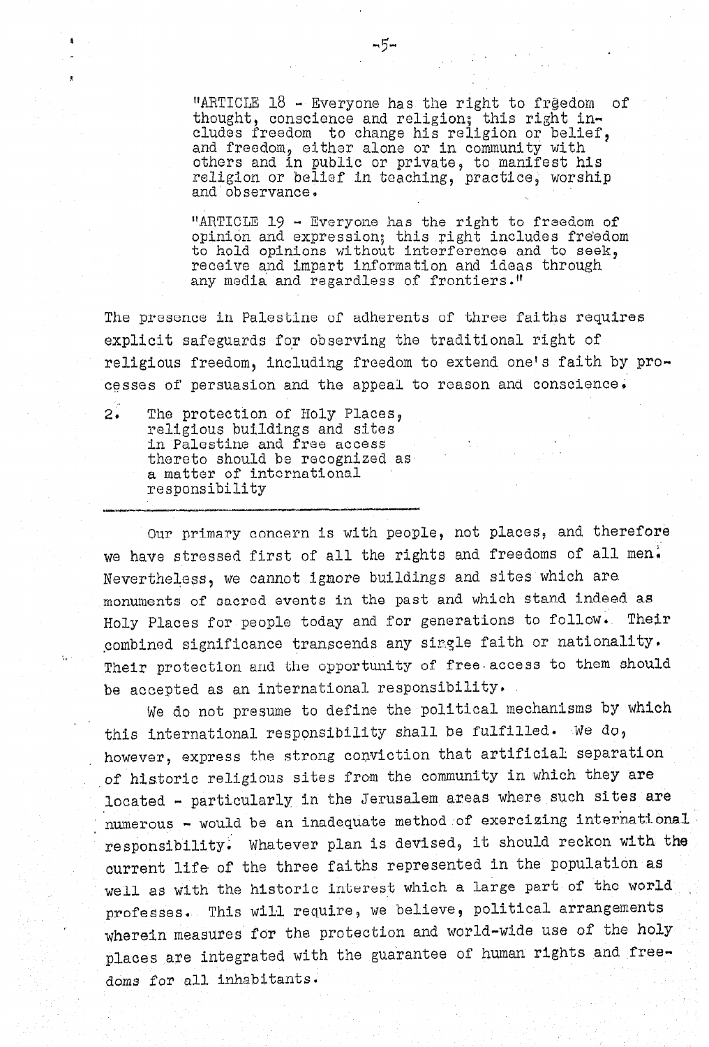"ARTICLE 18 - Everyone has the right to freedom of thought, conscience and religion; this right includes freedom to change his religion or belief, and freedom, either alone or in community with others and in public or private, to manifest his religion or belief in teaching, practice, worship and observance.

"ARTICLE 19 - Everyone has the right to freedom of opinion and expression; this right includes freedom to hold opinions without interference and to seek, receive and impart information and ideas through any media and regardless of frontiers."

The presence in Palestine of adherents of three faiths requires explicit safeguards for observing the traditional right of religious freedom, including freedom to extend one's faith by processes of persuasion and the appeal to reason and conscience.

2. The protection of Holy Places, religious buildings and sites in Palestine and free access thereto should be recognized as a matter of international responsibility

Our primary concern is with people, not places, and therefore we have stressed first of all the rights and freedoms of all men. Nevertheless, we cannot ignore buildings and sites which are monuments of sacred events in the past and which stand indeed as Holy Places for people today and for generations to follow. Their combined significance transcends any single faith or nationality. Their protection and the opportunity of free access to them should be accepted as an international responsibility.

We do not presume to define the political mechanisms by which this international responsibility shall be fulfilled. We do, however, express the strong conviction that artificial separation of historic religious sites from the community in which they are located - particularly in the Jerusalem areas where such sites are numerous - would be an inadequate method of exercizing international responsibility. Whatever plan is devised, it should reckon with the current life of the three faiths represented in the population as well as with the historic interest which a large part of the world professes. This will require, we believe, political arrangements wherein measures for the protection and world-wide use of the holy places are integrated with the guarantee of human rights and freedoms for all inhabitants.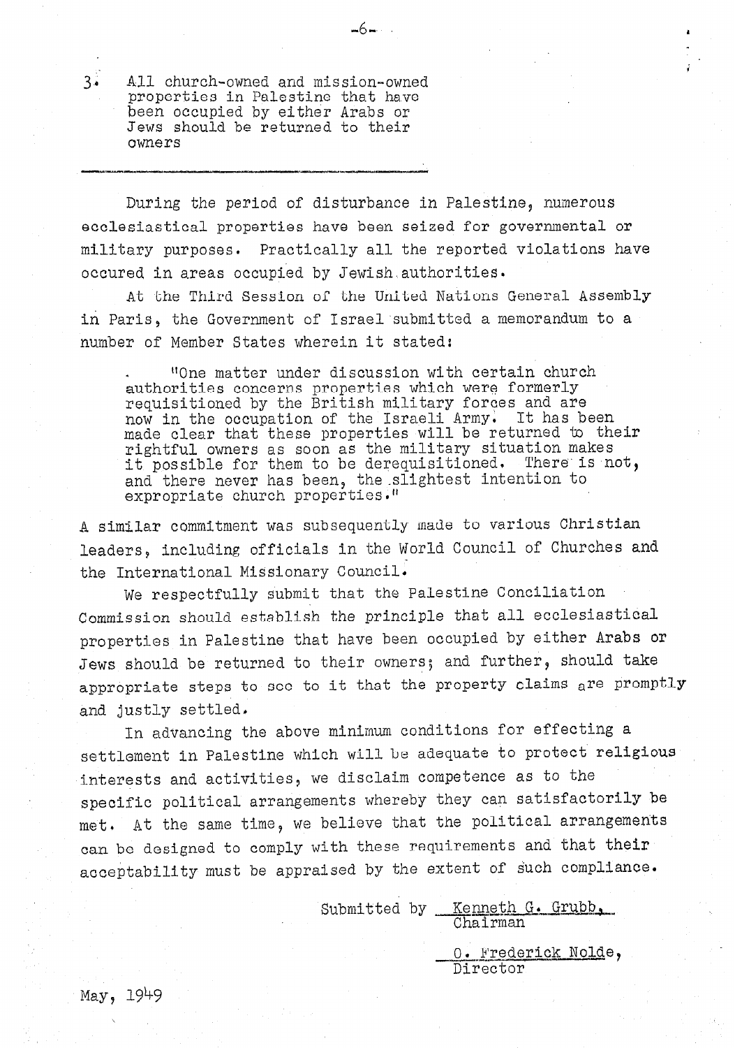3. All church-owned and mission-owned properties in Palestine that have been occupied by either Arabs or Jews should be returned to their owners

---

During the period of disturbance in Palestine, numerous ecclesiastical properties have been seized for governmental or military purposes. Practically all the reported violations have occured in areas occupied by Jewish authorities.

At the Third Session of the United Nations General Assembly in Paris, the Government of Israel submitted a memorandum to a number of Member States wherein it stated:

> "One matter under discussion with certain church authorities concerns properties which were formerly requisitioned by the British military forces and are now in the occupation of the Israeli Army. It has been made clear that these properties will be returned to their rightful owners as soon as the military situation makes it possible for them to be derequisitioned. There is not, and there never has been, the slightest intention to expropriate church properties."

A similar commitment was subsequently made to various Christian leaders, including officials in the World Council of Churches and the International Missionary Council.

We respectfully submit that the Palestine Conciliation Commission should establish the principle that all ecclesiastical properties in Palestine that have been occupied by either Arabs or Jews should be returned to their owners; and further, should take appropriate steps to see to it that the property claims are promptly and justly settled.

In advancing the above minimum conditions for effecting a settlement in Palestine which will be adequate to protect religious interests and activities, we disclaim competence as to the specific political arrangements whereby they can satisfactorily be met. At the same time, we believe that the political arrangements can be designed to comply with these requirements and that their acceptability must be appraised by the extent of such compliance.

Submitted by Kenneth G. Grubb,
Chairman

O. Frederick Nolde,
Director

May, 1949